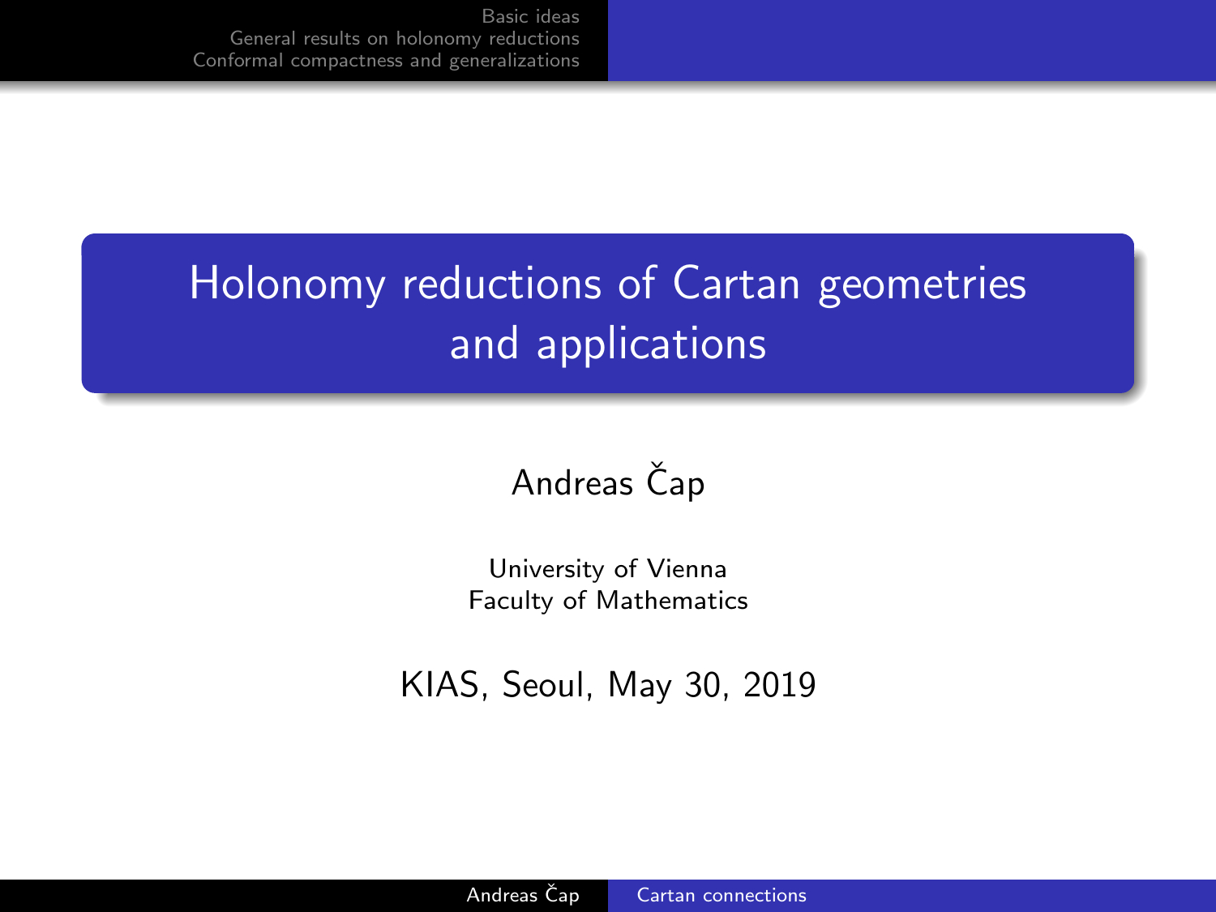# Holonomy reductions of Cartan geometries and applications

Andreas Čap

University of Vienna
Faculty of Mathematics

KIAS, Seoul, May 30, 2019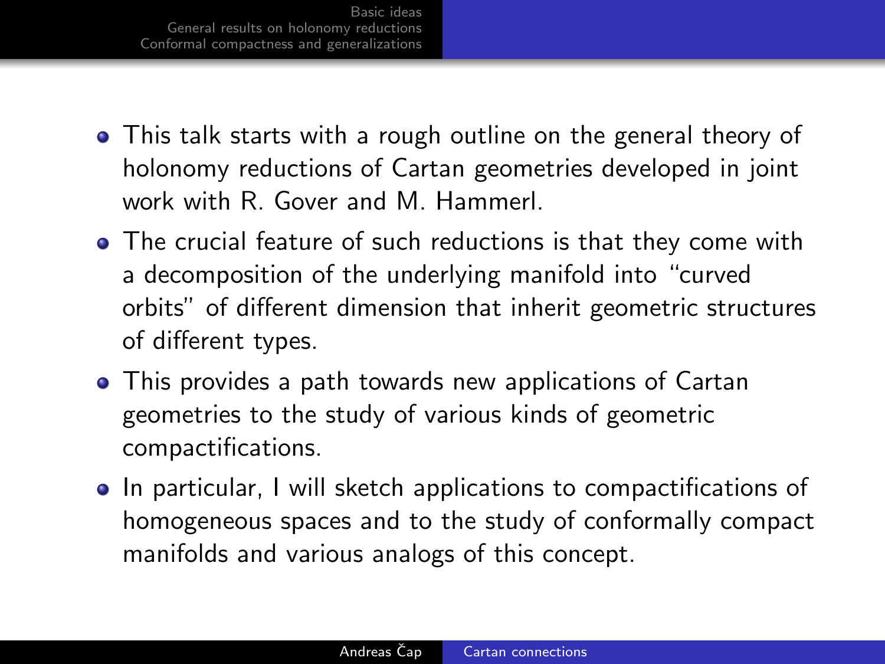- This talk starts with a rough outline on the general theory of holonomy reductions of Cartan geometries developed in joint work with R. Gover and M. Hammerl.
- The crucial feature of such reductions is that they come with a decomposition of the underlying manifold into "curved orbits" of different dimension that inherit geometric structures of different types.
- This provides a path towards new applications of Cartan geometries to the study of various kinds of geometric compactifications.
- In particular, I will sketch applications to compactifications of homogeneous spaces and to the study of conformally compact manifolds and various analogs of this concept.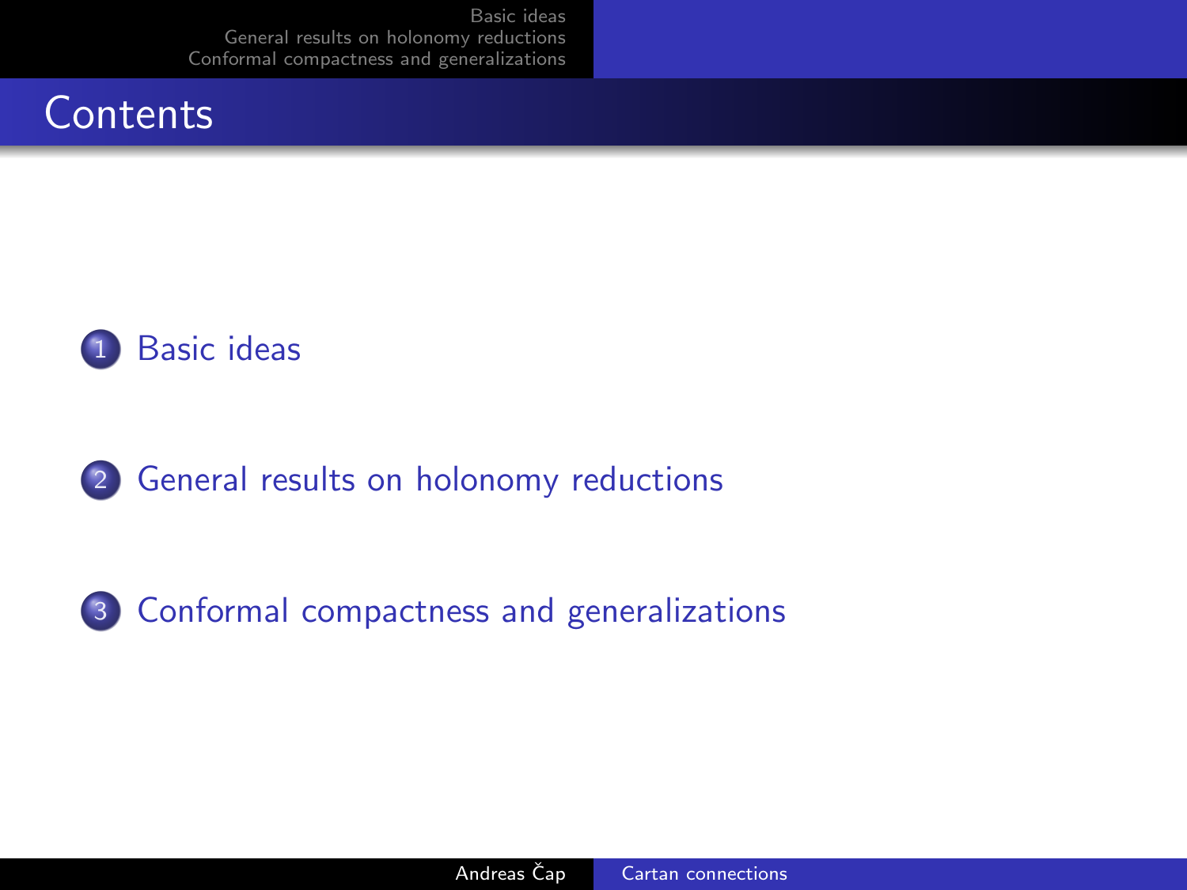## Contents

1. Basic ideas
2. General results on holonomy reductions
3. Conformal compactness and generalizations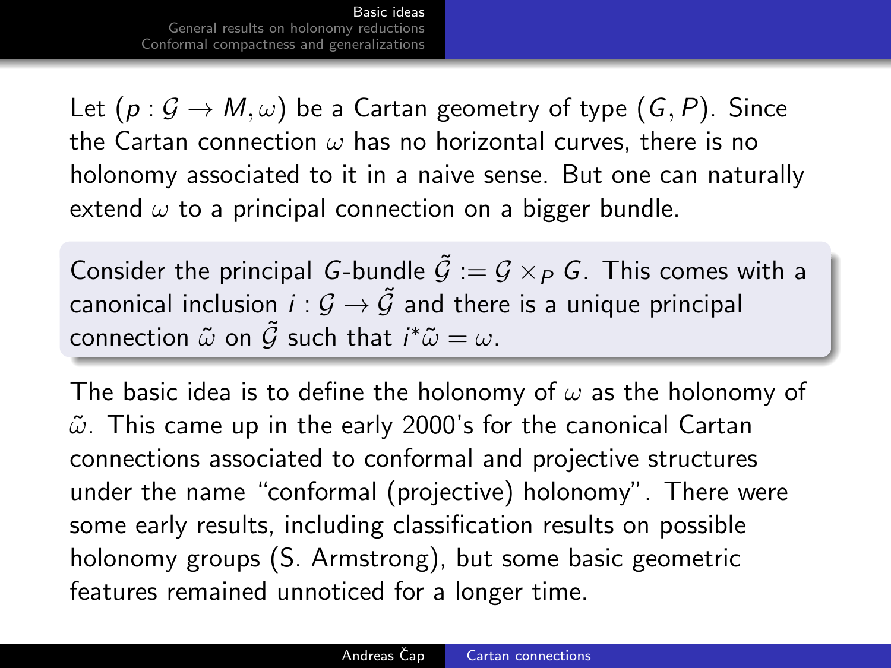Let $(p : \mathcal{G} \to M, \omega)$ be a Cartan geometry of type $(G, P)$. Since the Cartan connection $\omega$ has no horizontal curves, there is no holonomy associated to it in a naive sense. But one can naturally extend $\omega$ to a principal connection on a bigger bundle.

Consider the principal $G$-bundle $\tilde{\mathcal{G}} := \mathcal{G} \times_P G$. This comes with a canonical inclusion $i : \mathcal{G} \to \tilde{\mathcal{G}}$ and there is a unique principal connection $\tilde{\omega}$ on $\tilde{\mathcal{G}}$ such that $i^*\tilde{\omega} = \omega$.

The basic idea is to define the holonomy of $\omega$ as the holonomy of $\tilde{\omega}$. This came up in the early 2000's for the canonical Cartan connections associated to conformal and projective structures under the name "conformal (projective) holonomy". There were some early results, including classification results on possible holonomy groups (S. Armstrong), but some basic geometric features remained unnoticed for a longer time.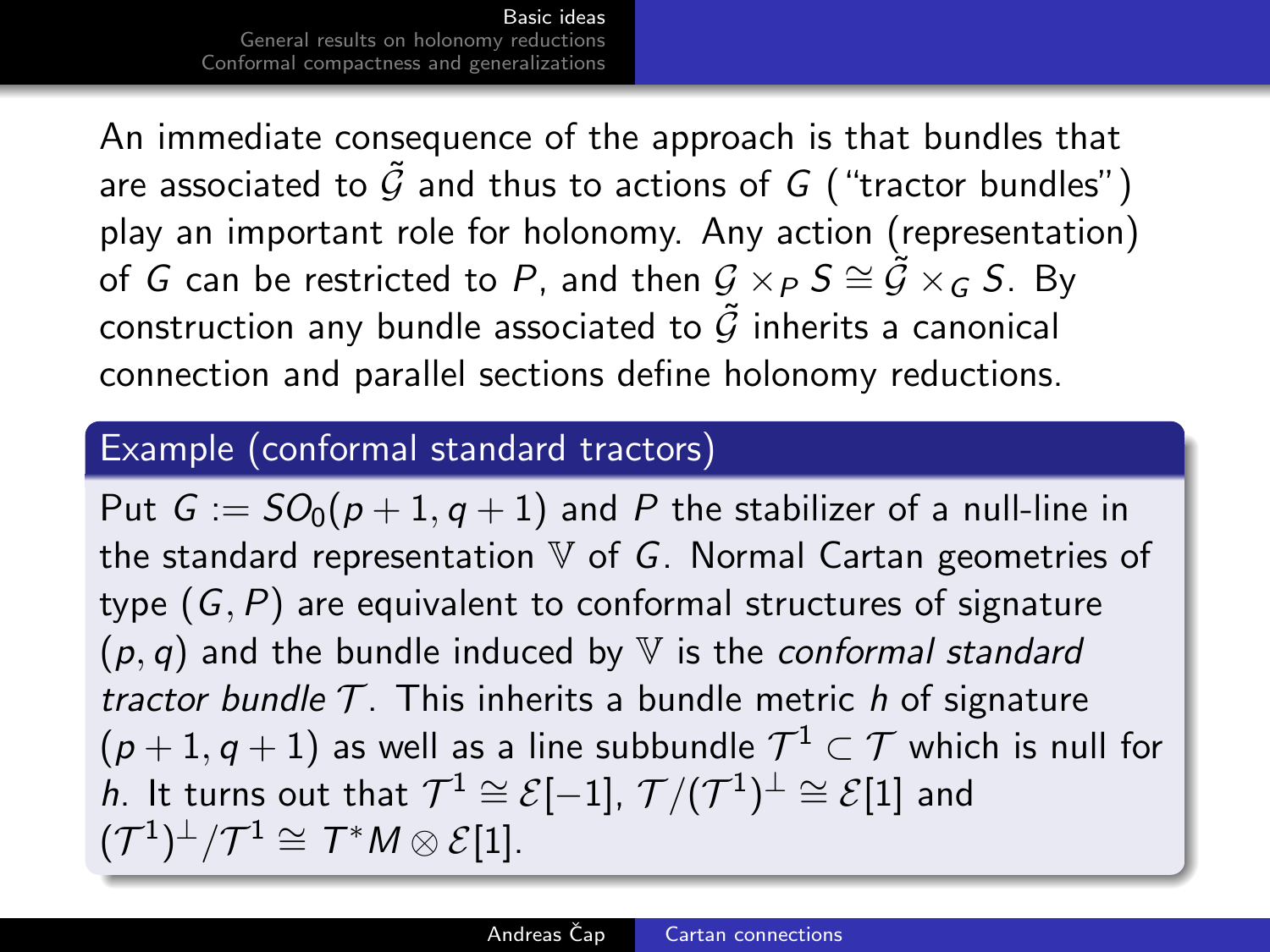An immediate consequence of the approach is that bundles that are associated to $\tilde{\mathcal{G}}$ and thus to actions of $G$ ("tractor bundles") play an important role for holonomy. Any action (representation) of $G$ can be restricted to $P$, and then $\mathcal{G} \times_P S \cong \tilde{\mathcal{G}} \times_G S$. By construction any bundle associated to $\tilde{\mathcal{G}}$ inherits a canonical connection and parallel sections define holonomy reductions.

**Example (conformal standard tractors)**

Put $G := SO_0(p+1, q+1)$ and $P$ the stabilizer of a null-line in the standard representation $\mathbb{V}$ of $G$. Normal Cartan geometries of type $(G, P)$ are equivalent to conformal structures of signature $(p, q)$ and the bundle induced by $\mathbb{V}$ is the *conformal standard tractor bundle* $\mathcal{T}$. This inherits a bundle metric $h$ of signature $(p+1, q+1)$ as well as a line subbundle $\mathcal{T}^1 \subset \mathcal{T}$ which is null for $h$. It turns out that $\mathcal{T}^1 \cong \mathcal{E}[-1]$, $\mathcal{T}/(\mathcal{T}^1)^\perp \cong \mathcal{E}[1]$ and $(\mathcal{T}^1)^\perp/\mathcal{T}^1 \cong T^*M \otimes \mathcal{E}[1]$.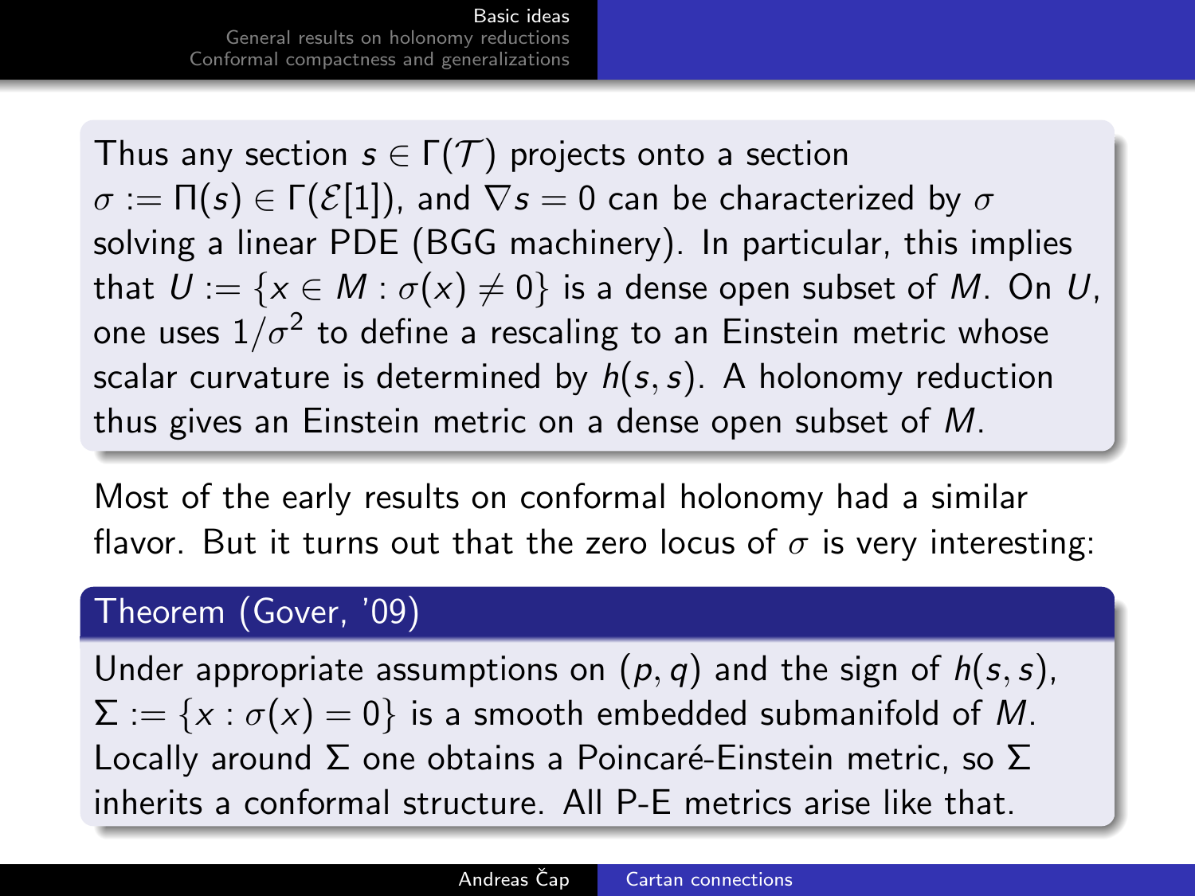Thus any section $s \in \Gamma(\mathcal{T})$ projects onto a section $\sigma := \Pi(s) \in \Gamma(\mathcal{E}[1])$, and $\nabla s = 0$ can be characterized by $\sigma$ solving a linear PDE (BGG machinery). In particular, this implies that $U := \{x \in M : \sigma(x) \neq 0\}$ is a dense open subset of $M$. On $U$, one uses $1/\sigma^2$ to define a rescaling to an Einstein metric whose scalar curvature is determined by $h(s, s)$. A holonomy reduction thus gives an Einstein metric on a dense open subset of $M$.

Most of the early results on conformal holonomy had a similar flavor. But it turns out that the zero locus of $\sigma$ is very interesting:

**Theorem (Gover, '09)**

Under appropriate assumptions on $(p, q)$ and the sign of $h(s, s)$, $\Sigma := \{x : \sigma(x) = 0\}$ is a smooth embedded submanifold of $M$. Locally around $\Sigma$ one obtains a Poincaré-Einstein metric, so $\Sigma$ inherits a conformal structure. All P-E metrics arise like that.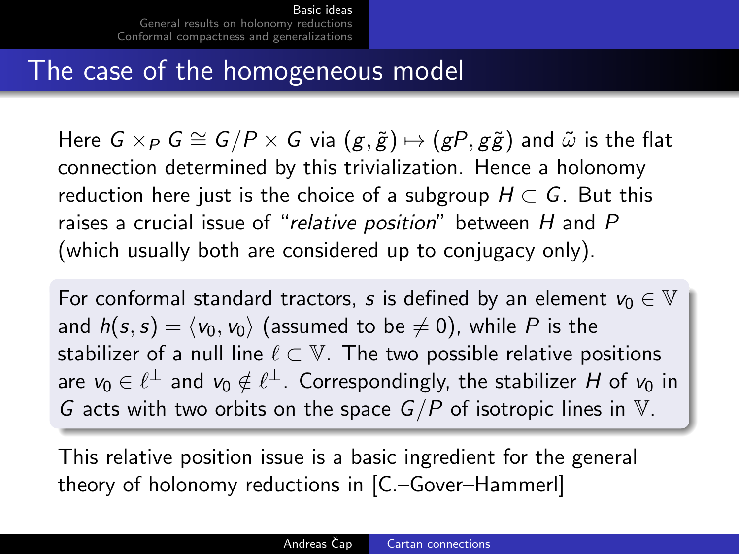## The case of the homogeneous model

Here $G \times_P G \cong G/P \times G$ via $(g, \tilde{g}) \mapsto (gP, g\tilde{g})$ and $\tilde{\omega}$ is the flat connection determined by this trivialization. Hence a holonomy reduction here just is the choice of a subgroup $H \subset G$. But this raises a crucial issue of "*relative position*" between $H$ and $P$ (which usually both are considered up to conjugacy only).

For conformal standard tractors, $s$ is defined by an element $v_0 \in \mathbb{V}$ and $h(s, s) = \langle v_0, v_0 \rangle$ (assumed to be $\neq 0$), while $P$ is the stabilizer of a null line $\ell \subset \mathbb{V}$. The two possible relative positions are $v_0 \in \ell^\perp$ and $v_0 \notin \ell^\perp$. Correspondingly, the stabilizer $H$ of $v_0$ in $G$ acts with two orbits on the space $G/P$ of isotropic lines in $\mathbb{V}$.

This relative position issue is a basic ingredient for the general theory of holonomy reductions in [C.–Gover–Hammerl]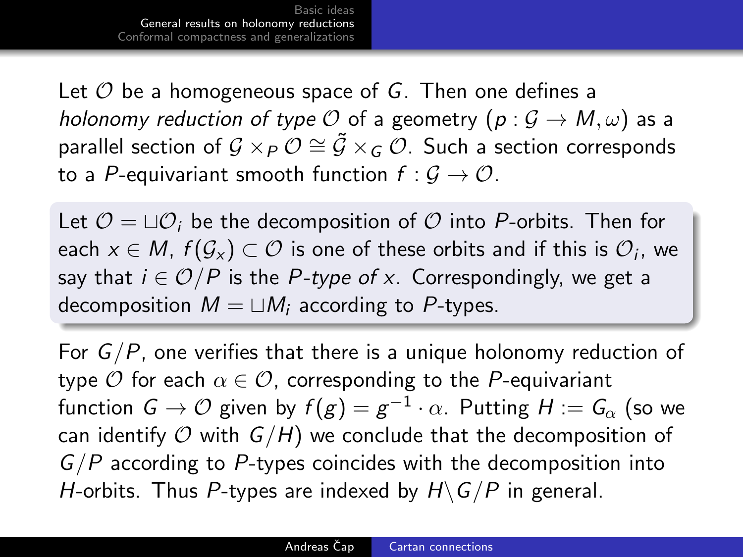Let $\mathcal{O}$ be a homogeneous space of $G$. Then one defines a *holonomy reduction of type* $\mathcal{O}$ of a geometry $(p : \mathcal{G} \to M, \omega)$ as a parallel section of $\mathcal{G} \times_P \mathcal{O} \cong \tilde{\mathcal{G}} \times_G \mathcal{O}$. Such a section corresponds to a $P$-equivariant smooth function $f : \mathcal{G} \to \mathcal{O}$.

Let $\mathcal{O} = \sqcup \mathcal{O}_i$ be the decomposition of $\mathcal{O}$ into $P$-orbits. Then for each $x \in M$, $f(\mathcal{G}_x) \subset \mathcal{O}$ is one of these orbits and if this is $\mathcal{O}_i$, we say that $i \in \mathcal{O}/P$ is the *$P$-type of $x$*. Correspondingly, we get a decomposition $M = \sqcup M_i$ according to $P$-types.

For $G/P$, one verifies that there is a unique holonomy reduction of type $\mathcal{O}$ for each $\alpha \in \mathcal{O}$, corresponding to the $P$-equivariant function $G \to \mathcal{O}$ given by $f(g) = g^{-1} \cdot \alpha$. Putting $H := G_\alpha$ (so we can identify $\mathcal{O}$ with $G/H$) we conclude that the decomposition of $G/P$ according to $P$-types coincides with the decomposition into $H$-orbits. Thus $P$-types are indexed by $H \backslash G/P$ in general.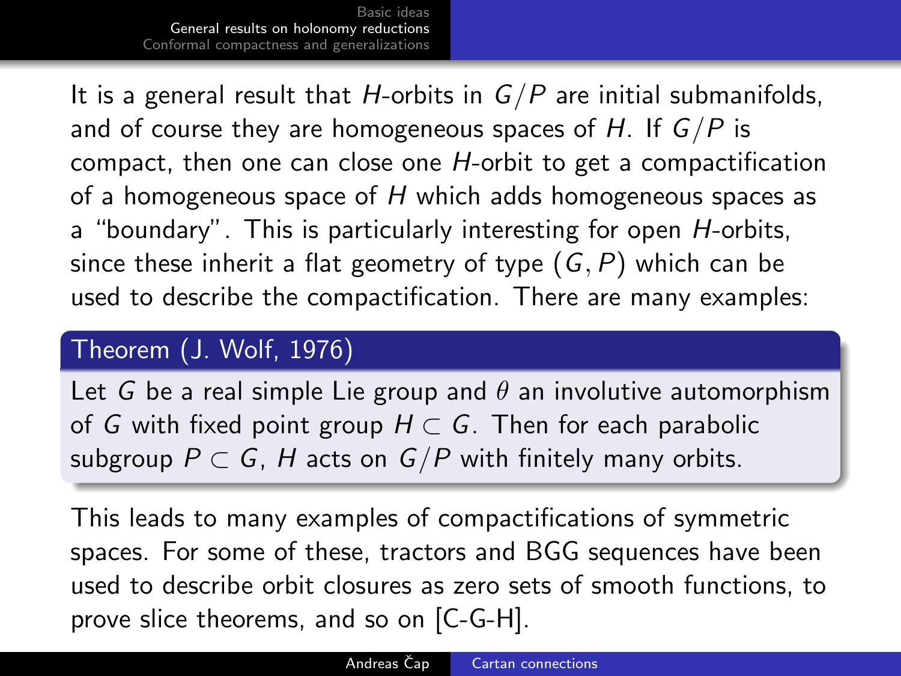It is a general result that $H$-orbits in $G/P$ are initial submanifolds, and of course they are homogeneous spaces of $H$. If $G/P$ is compact, then one can close one $H$-orbit to get a compactification of a homogeneous space of $H$ which adds homogeneous spaces as a "boundary". This is particularly interesting for open $H$-orbits, since these inherit a flat geometry of type $(G, P)$ which can be used to describe the compactification. There are many examples:

**Theorem (J. Wolf, 1976)**

Let $G$ be a real simple Lie group and $\theta$ an involutive automorphism of $G$ with fixed point group $H \subset G$. Then for each parabolic subgroup $P \subset G$, $H$ acts on $G/P$ with finitely many orbits.

This leads to many examples of compactifications of symmetric spaces. For some of these, tractors and BGG sequences have been used to describe orbit closures as zero sets of smooth functions, to prove slice theorems, and so on [C-G-H].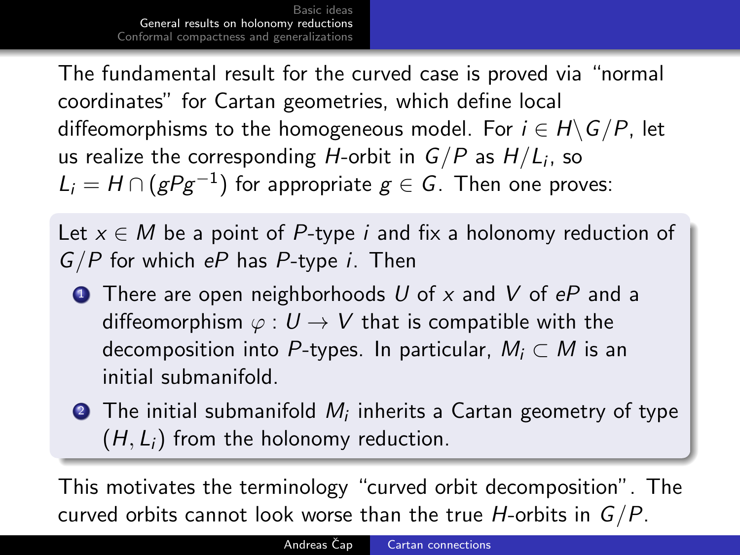The fundamental result for the curved case is proved via "normal coordinates" for Cartan geometries, which define local diffeomorphisms to the homogeneous model. For $i \in H\backslash G/P$, let us realize the corresponding $H$-orbit in $G/P$ as $H/L_i$, so $L_i = H \cap (gPg^{-1})$ for appropriate $g \in G$. Then one proves:

Let $x \in M$ be a point of $P$-type $i$ and fix a holonomy reduction of $G/P$ for which $eP$ has $P$-type $i$. Then

1. There are open neighborhoods $U$ of $x$ and $V$ of $eP$ and a diffeomorphism $\varphi : U \to V$ that is compatible with the decomposition into $P$-types. In particular, $M_i \subset M$ is an initial submanifold.
2. The initial submanifold $M_i$ inherits a Cartan geometry of type $(H, L_i)$ from the holonomy reduction.

This motivates the terminology "curved orbit decomposition". The curved orbits cannot look worse than the true $H$-orbits in $G/P$.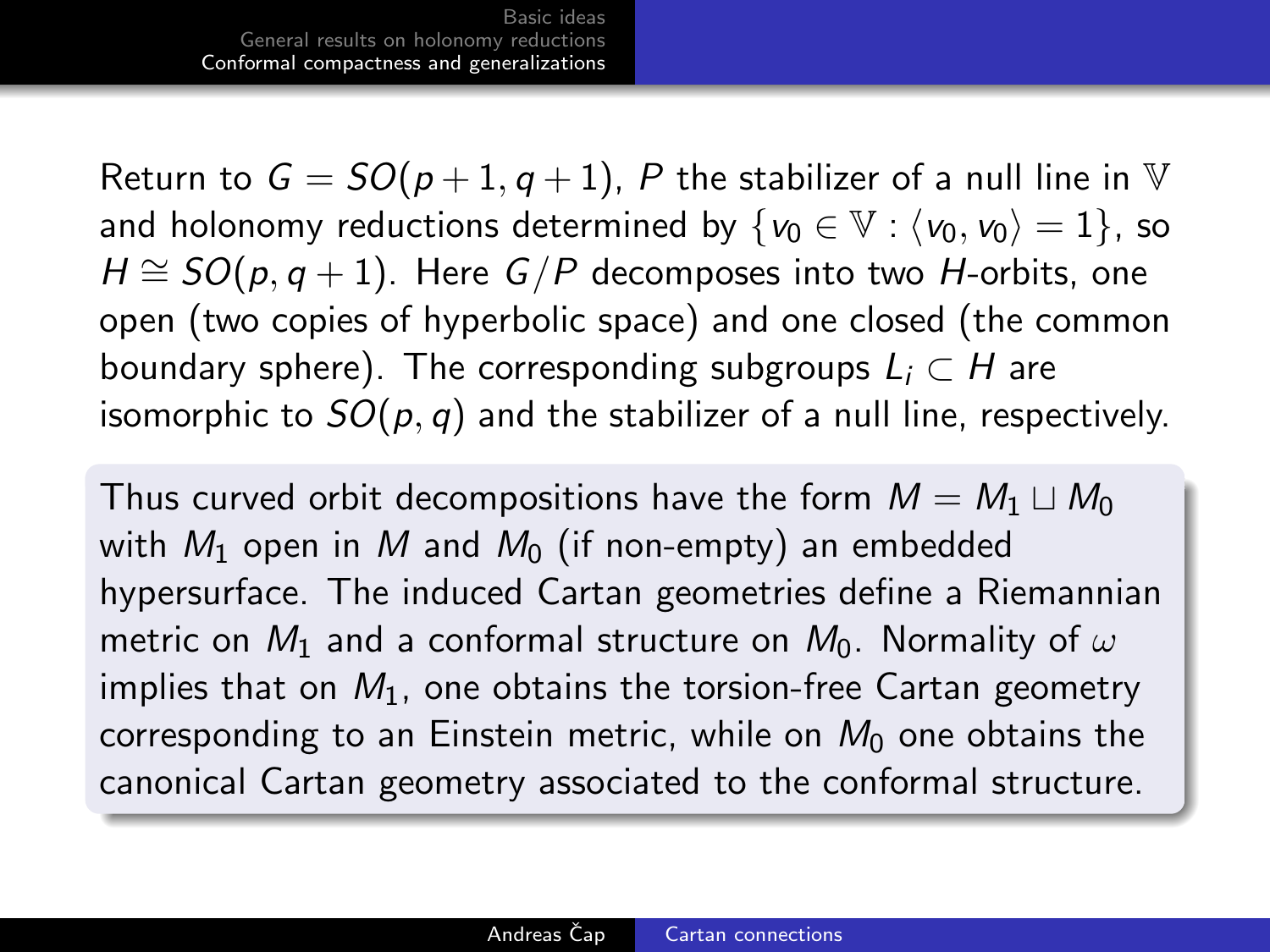Return to $G = SO(p+1, q+1)$, $P$ the stabilizer of a null line in $\mathbb{V}$ and holonomy reductions determined by $\{v_0 \in \mathbb{V} : \langle v_0, v_0 \rangle = 1\}$, so $H \cong SO(p, q+1)$. Here $G/P$ decomposes into two $H$-orbits, one open (two copies of hyperbolic space) and one closed (the common boundary sphere). The corresponding subgroups $L_i \subset H$ are isomorphic to $SO(p, q)$ and the stabilizer of a null line, respectively.

Thus curved orbit decompositions have the form $M = M_1 \sqcup M_0$ with $M_1$ open in $M$ and $M_0$ (if non-empty) an embedded hypersurface. The induced Cartan geometries define a Riemannian metric on $M_1$ and a conformal structure on $M_0$. Normality of $\omega$ implies that on $M_1$, one obtains the torsion-free Cartan geometry corresponding to an Einstein metric, while on $M_0$ one obtains the canonical Cartan geometry associated to the conformal structure.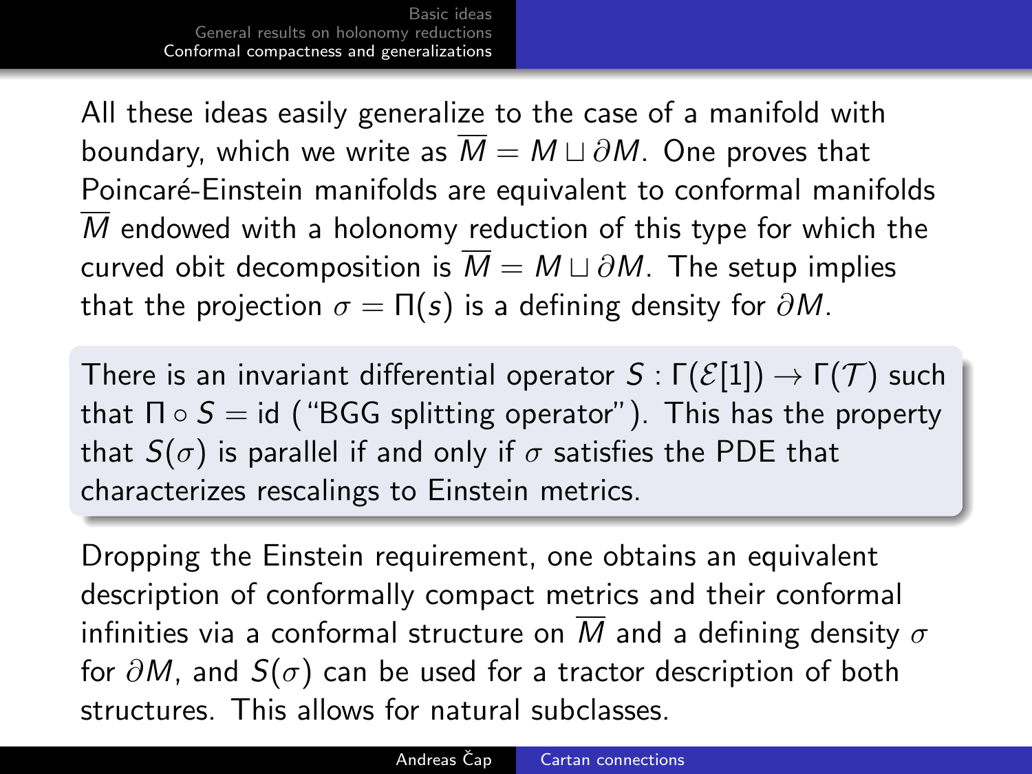All these ideas easily generalize to the case of a manifold with boundary, which we write as $\overline{M} = M \sqcup \partial M$. One proves that Poincaré-Einstein manifolds are equivalent to conformal manifolds $\overline{M}$ endowed with a holonomy reduction of this type for which the curved obit decomposition is $\overline{M} = M \sqcup \partial M$. The setup implies that the projection $\sigma = \Pi(s)$ is a defining density for $\partial M$.

There is an invariant differential operator $S : \Gamma(\mathcal{E}[1]) \to \Gamma(\mathcal{T})$ such that $\Pi \circ S = \mathrm{id}$ ("BGG splitting operator"). This has the property that $S(\sigma)$ is parallel if and only if $\sigma$ satisfies the PDE that characterizes rescalings to Einstein metrics.

Dropping the Einstein requirement, one obtains an equivalent description of conformally compact metrics and their conformal infinities via a conformal structure on $\overline{M}$ and a defining density $\sigma$ for $\partial M$, and $S(\sigma)$ can be used for a tractor description of both structures. This allows for natural subclasses.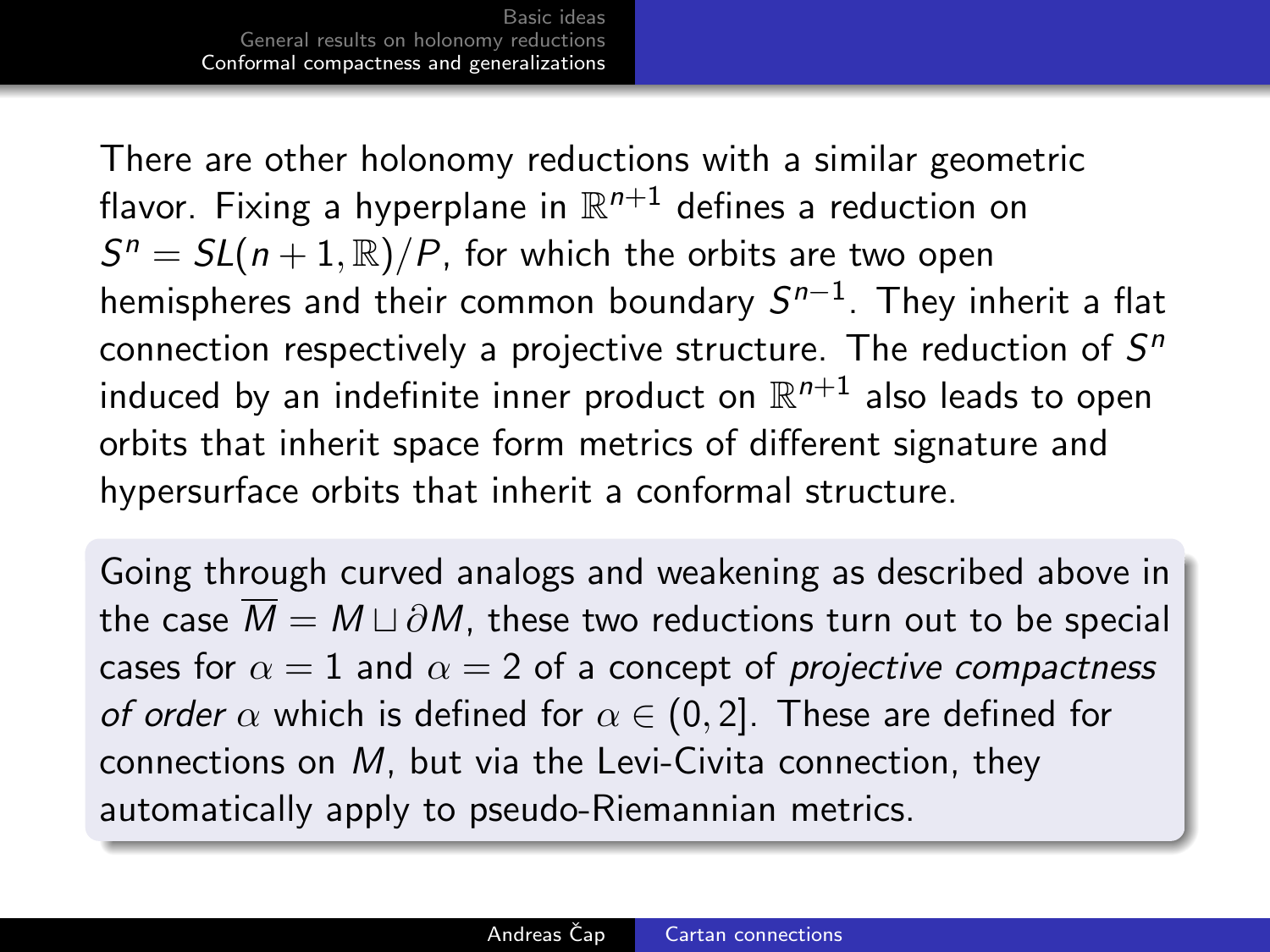There are other holonomy reductions with a similar geometric flavor. Fixing a hyperplane in $\mathbb{R}^{n+1}$ defines a reduction on $S^n = SL(n+1,\mathbb{R})/P$, for which the orbits are two open hemispheres and their common boundary $S^{n-1}$. They inherit a flat connection respectively a projective structure. The reduction of $S^n$ induced by an indefinite inner product on $\mathbb{R}^{n+1}$ also leads to open orbits that inherit space form metrics of different signature and hypersurface orbits that inherit a conformal structure.

Going through curved analogs and weakening as described above in the case $\overline{M} = M \sqcup \partial M$, these two reductions turn out to be special cases for $\alpha = 1$ and $\alpha = 2$ of a concept of *projective compactness of order* $\alpha$ which is defined for $\alpha \in (0, 2]$. These are defined for connections on $M$, but via the Levi-Civita connection, they automatically apply to pseudo-Riemannian metrics.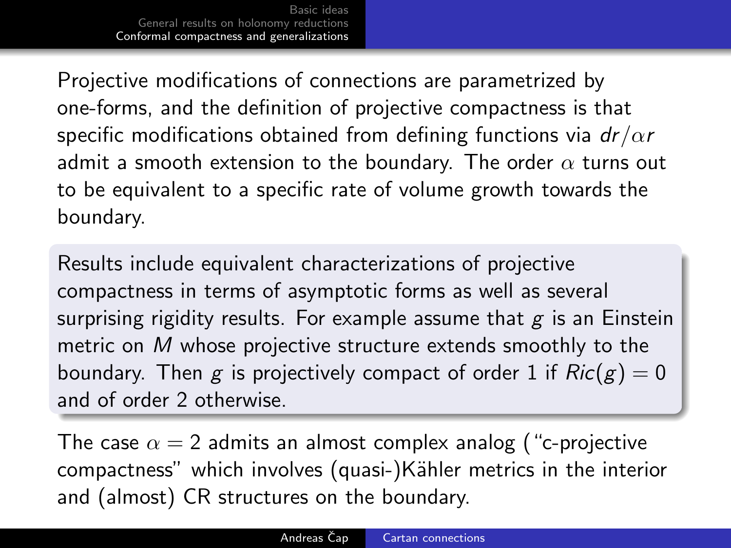Projective modifications of connections are parametrized by one-forms, and the definition of projective compactness is that specific modifications obtained from defining functions via $dr/\alpha r$ admit a smooth extension to the boundary. The order $\alpha$ turns out to be equivalent to a specific rate of volume growth towards the boundary.

Results include equivalent characterizations of projective compactness in terms of asymptotic forms as well as several surprising rigidity results. For example assume that $g$ is an Einstein metric on $M$ whose projective structure extends smoothly to the boundary. Then $g$ is projectively compact of order 1 if $Ric(g) = 0$ and of order 2 otherwise.

The case $\alpha = 2$ admits an almost complex analog ("c-projective compactness" which involves (quasi-)Kähler metrics in the interior and (almost) CR structures on the boundary.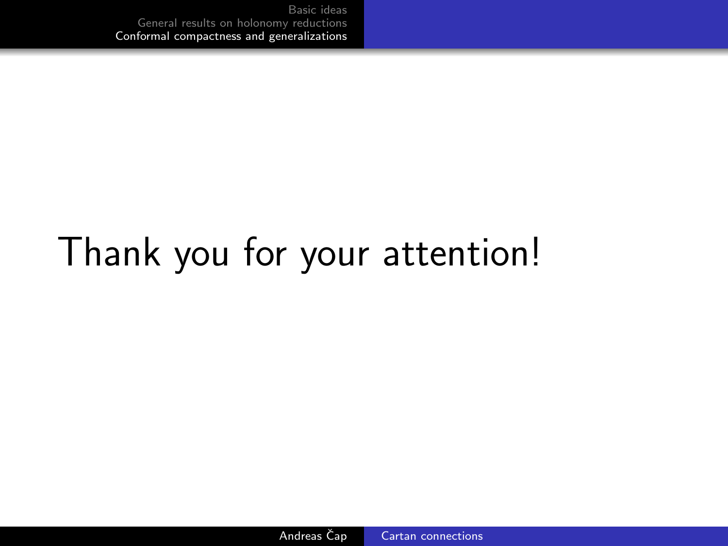Thank you for your attention!